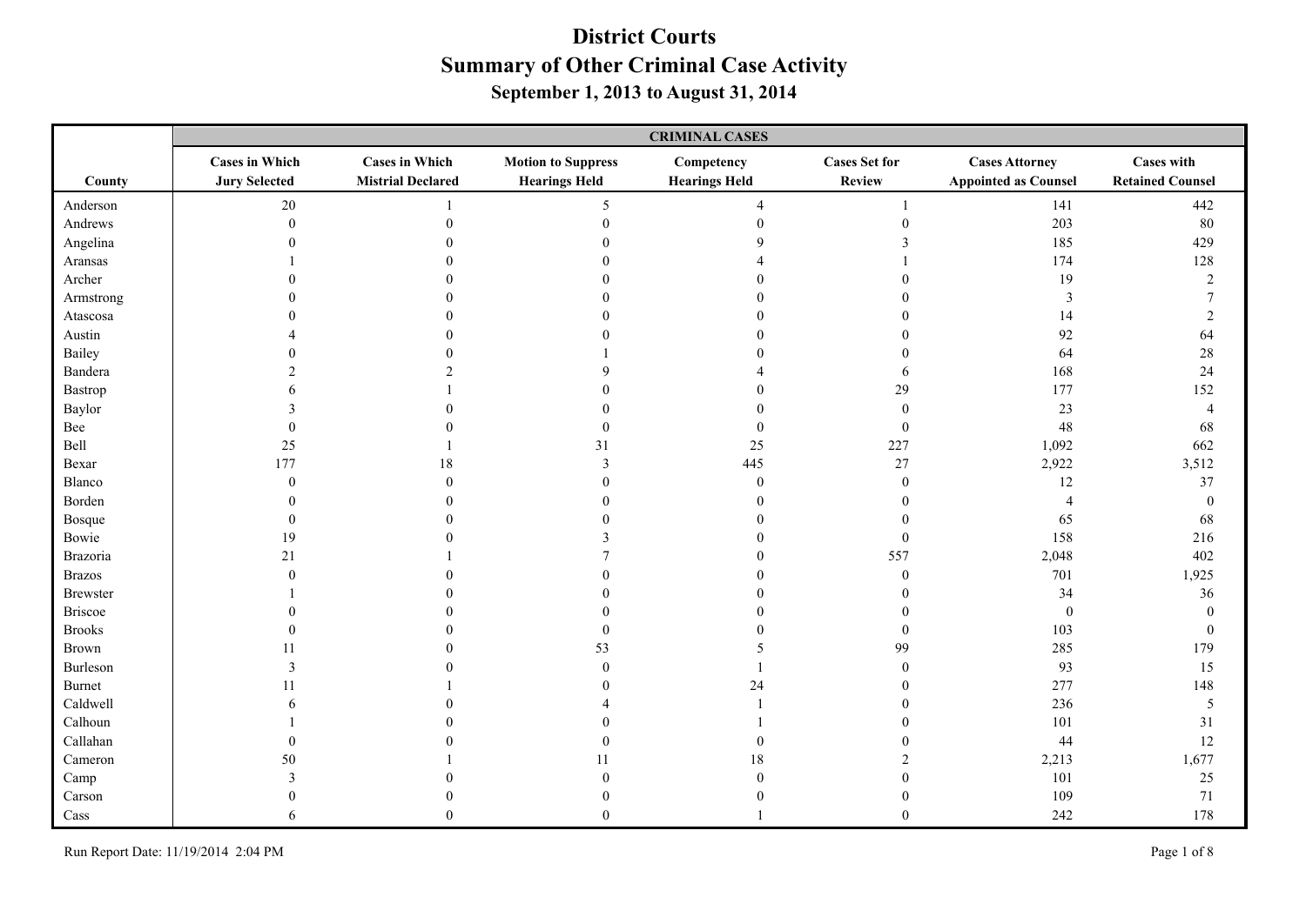# District Courts
## Summary of Other Criminal Case Activity
### September 1, 2013 to August 31, 2014

| County | CRIMINAL CASES | | | | | | |
|---|---|---|---|---|---|---|---|
| | Cases in Which Jury Selected | Cases in Which Mistrial Declared | Motion to Suppress Hearings Held | Competency Hearings Held | Cases Set for Review | Cases Attorney Appointed as Counsel | Cases with Retained Counsel |
| Anderson | 20 | 1 | 5 | 4 | 1 | 141 | 442 |
| Andrews | 0 | 0 | 0 | 0 | 0 | 203 | 80 |
| Angelina | 0 | 0 | 0 | 9 | 3 | 185 | 429 |
| Aransas | 1 | 0 | 0 | 4 | 1 | 174 | 128 |
| Archer | 0 | 0 | 0 | 0 | 0 | 19 | 2 |
| Armstrong | 0 | 0 | 0 | 0 | 0 | 3 | 7 |
| Atascosa | 0 | 0 | 0 | 0 | 0 | 14 | 2 |
| Austin | 4 | 0 | 0 | 0 | 0 | 92 | 64 |
| Bailey | 0 | 0 | 1 | 0 | 0 | 64 | 28 |
| Bandera | 2 | 2 | 9 | 4 | 6 | 168 | 24 |
| Bastrop | 6 | 1 | 0 | 0 | 29 | 177 | 152 |
| Baylor | 3 | 0 | 0 | 0 | 0 | 23 | 4 |
| Bee | 0 | 0 | 0 | 0 | 0 | 48 | 68 |
| Bell | 25 | 1 | 31 | 25 | 227 | 1,092 | 662 |
| Bexar | 177 | 18 | 3 | 445 | 27 | 2,922 | 3,512 |
| Blanco | 0 | 0 | 0 | 0 | 0 | 12 | 37 |
| Borden | 0 | 0 | 0 | 0 | 0 | 4 | 0 |
| Bosque | 0 | 0 | 0 | 0 | 0 | 65 | 68 |
| Bowie | 19 | 0 | 3 | 0 | 0 | 158 | 216 |
| Brazoria | 21 | 1 | 7 | 0 | 557 | 2,048 | 402 |
| Brazos | 0 | 0 | 0 | 0 | 0 | 701 | 1,925 |
| Brewster | 1 | 0 | 0 | 0 | 0 | 34 | 36 |
| Briscoe | 0 | 0 | 0 | 0 | 0 | 0 | 0 |
| Brooks | 0 | 0 | 0 | 0 | 0 | 103 | 0 |
| Brown | 11 | 0 | 53 | 5 | 99 | 285 | 179 |
| Burleson | 3 | 0 | 0 | 1 | 0 | 93 | 15 |
| Burnet | 11 | 1 | 0 | 24 | 0 | 277 | 148 |
| Caldwell | 6 | 0 | 4 | 1 | 0 | 236 | 5 |
| Calhoun | 1 | 0 | 0 | 1 | 0 | 101 | 31 |
| Callahan | 0 | 0 | 0 | 0 | 0 | 44 | 12 |
| Cameron | 50 | 1 | 11 | 18 | 2 | 2,213 | 1,677 |
| Camp | 3 | 0 | 0 | 0 | 0 | 101 | 25 |
| Carson | 0 | 0 | 0 | 0 | 0 | 109 | 71 |
| Cass | 6 | 0 | 0 | 1 | 0 | 242 | 178 |

Run Report Date: 11/19/2014 2:04 PM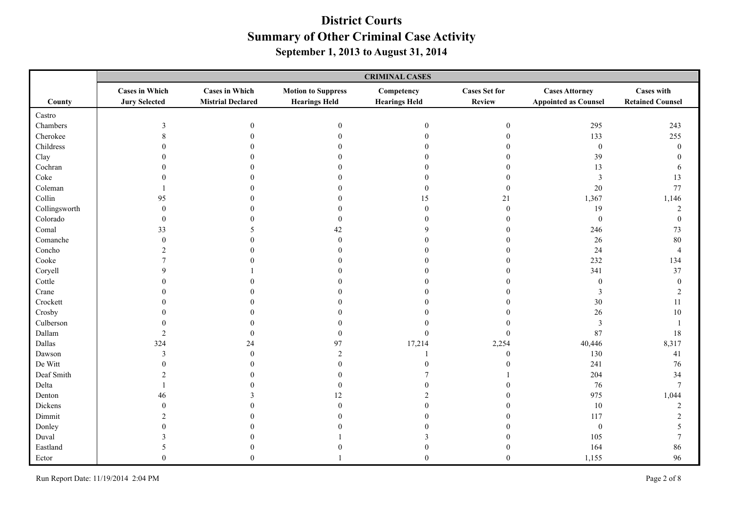# District Courts
## Summary of Other Criminal Case Activity
### September 1, 2013 to August 31, 2014

| | CRIMINAL CASES | | | | | | |
|---|---|---|---|---|---|---|---|
| County | Cases in Which Jury Selected | Cases in Which Mistrial Declared | Motion to Suppress Hearings Held | Competency Hearings Held | Cases Set for Review | Cases Attorney Appointed as Counsel | Cases with Retained Counsel |
| Castro | | | | | | | |
| Chambers | 3 | 0 | 0 | 0 | 0 | 295 | 243 |
| Cherokee | 8 | 0 | 0 | 0 | 0 | 133 | 255 |
| Childress | 0 | 0 | 0 | 0 | 0 | 0 | 0 |
| Clay | 0 | 0 | 0 | 0 | 0 | 39 | 0 |
| Cochran | 0 | 0 | 0 | 0 | 0 | 13 | 6 |
| Coke | 0 | 0 | 0 | 0 | 0 | 3 | 13 |
| Coleman | 1 | 0 | 0 | 0 | 0 | 20 | 77 |
| Collin | 95 | 0 | 0 | 15 | 21 | 1,367 | 1,146 |
| Collingsworth | 0 | 0 | 0 | 0 | 0 | 19 | 2 |
| Colorado | 0 | 0 | 0 | 0 | 0 | 0 | 0 |
| Comal | 33 | 5 | 42 | 9 | 0 | 246 | 73 |
| Comanche | 0 | 0 | 0 | 0 | 0 | 26 | 80 |
| Concho | 2 | 0 | 0 | 0 | 0 | 24 | 4 |
| Cooke | 7 | 0 | 0 | 0 | 0 | 232 | 134 |
| Coryell | 9 | 1 | 0 | 0 | 0 | 341 | 37 |
| Cottle | 0 | 0 | 0 | 0 | 0 | 0 | 0 |
| Crane | 0 | 0 | 0 | 0 | 0 | 3 | 2 |
| Crockett | 0 | 0 | 0 | 0 | 0 | 30 | 11 |
| Crosby | 0 | 0 | 0 | 0 | 0 | 26 | 10 |
| Culberson | 0 | 0 | 0 | 0 | 0 | 3 | 1 |
| Dallam | 2 | 0 | 0 | 0 | 0 | 87 | 18 |
| Dallas | 324 | 24 | 97 | 17,214 | 2,254 | 40,446 | 8,317 |
| Dawson | 3 | 0 | 2 | 1 | 0 | 130 | 41 |
| De Witt | 0 | 0 | 0 | 0 | 0 | 241 | 76 |
| Deaf Smith | 2 | 0 | 0 | 7 | 1 | 204 | 34 |
| Delta | 1 | 0 | 0 | 0 | 0 | 76 | 7 |
| Denton | 46 | 3 | 12 | 2 | 0 | 975 | 1,044 |
| Dickens | 0 | 0 | 0 | 0 | 0 | 10 | 2 |
| Dimmit | 2 | 0 | 0 | 0 | 0 | 117 | 2 |
| Donley | 0 | 0 | 0 | 0 | 0 | 0 | 5 |
| Duval | 3 | 0 | 1 | 3 | 0 | 105 | 7 |
| Eastland | 5 | 0 | 0 | 0 | 0 | 164 | 86 |
| Ector | 0 | 0 | 1 | 0 | 0 | 1,155 | 96 |

Run Report Date: 11/19/2014 2:04 PM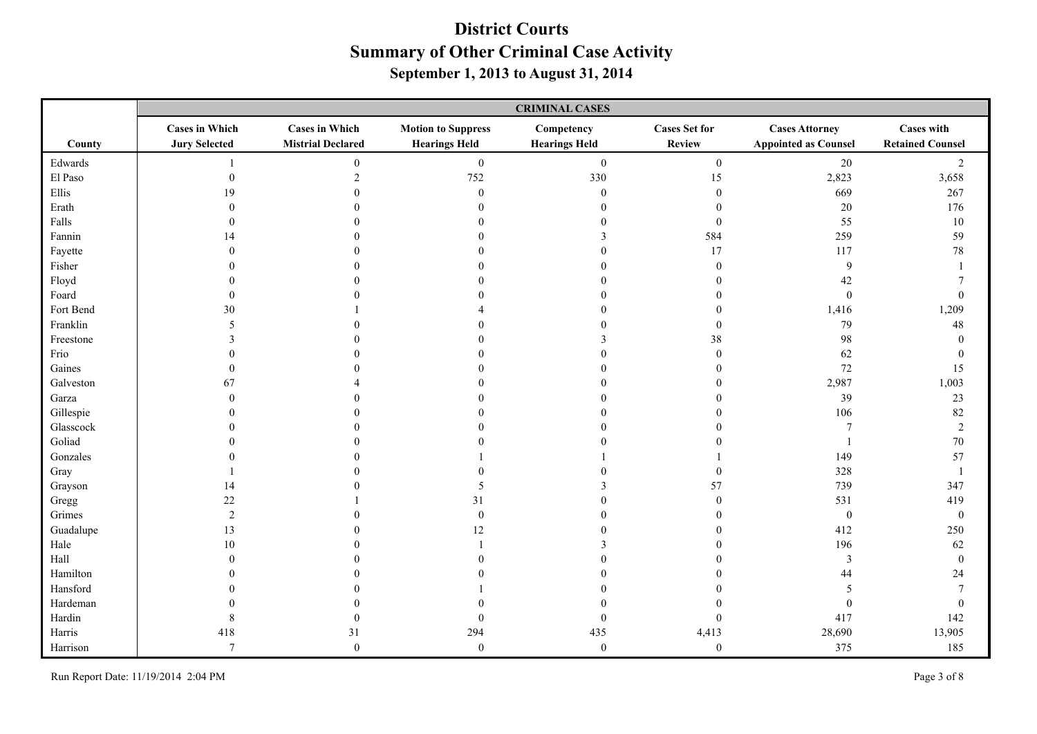# District Courts
## Summary of Other Criminal Case Activity
### September 1, 2013 to August 31, 2014

| | CRIMINAL CASES | | | | | | |
|---|---|---|---|---|---|---|---|
| County | Cases in Which Jury Selected | Cases in Which Mistrial Declared | Motion to Suppress Hearings Held | Competency Hearings Held | Cases Set for Review | Cases Attorney Appointed as Counsel | Cases with Retained Counsel |
| Edwards | 1 | 0 | 0 | 0 | 0 | 20 | 2 |
| El Paso | 0 | 2 | 752 | 330 | 15 | 2,823 | 3,658 |
| Ellis | 19 | 0 | 0 | 0 | 0 | 669 | 267 |
| Erath | 0 | 0 | 0 | 0 | 0 | 20 | 176 |
| Falls | 0 | 0 | 0 | 0 | 0 | 55 | 10 |
| Fannin | 14 | 0 | 0 | 3 | 584 | 259 | 59 |
| Fayette | 0 | 0 | 0 | 0 | 17 | 117 | 78 |
| Fisher | 0 | 0 | 0 | 0 | 0 | 9 | 1 |
| Floyd | 0 | 0 | 0 | 0 | 0 | 42 | 7 |
| Foard | 0 | 0 | 0 | 0 | 0 | 0 | 0 |
| Fort Bend | 30 | 1 | 4 | 0 | 0 | 1,416 | 1,209 |
| Franklin | 5 | 0 | 0 | 0 | 0 | 79 | 48 |
| Freestone | 3 | 0 | 0 | 3 | 38 | 98 | 0 |
| Frio | 0 | 0 | 0 | 0 | 0 | 62 | 0 |
| Gaines | 0 | 0 | 0 | 0 | 0 | 72 | 15 |
| Galveston | 67 | 4 | 0 | 0 | 0 | 2,987 | 1,003 |
| Garza | 0 | 0 | 0 | 0 | 0 | 39 | 23 |
| Gillespie | 0 | 0 | 0 | 0 | 0 | 106 | 82 |
| Glasscock | 0 | 0 | 0 | 0 | 0 | 7 | 2 |
| Goliad | 0 | 0 | 0 | 0 | 0 | 1 | 70 |
| Gonzales | 0 | 0 | 1 | 1 | 1 | 149 | 57 |
| Gray | 1 | 0 | 0 | 0 | 0 | 328 | 1 |
| Grayson | 14 | 0 | 5 | 3 | 57 | 739 | 347 |
| Gregg | 22 | 1 | 31 | 0 | 0 | 531 | 419 |
| Grimes | 2 | 0 | 0 | 0 | 0 | 0 | 0 |
| Guadalupe | 13 | 0 | 12 | 0 | 0 | 412 | 250 |
| Hale | 10 | 0 | 1 | 3 | 0 | 196 | 62 |
| Hall | 0 | 0 | 0 | 0 | 0 | 3 | 0 |
| Hamilton | 0 | 0 | 0 | 0 | 0 | 44 | 24 |
| Hansford | 0 | 0 | 1 | 0 | 0 | 5 | 7 |
| Hardeman | 0 | 0 | 0 | 0 | 0 | 0 | 0 |
| Hardin | 8 | 0 | 0 | 0 | 0 | 417 | 142 |
| Harris | 418 | 31 | 294 | 435 | 4,413 | 28,690 | 13,905 |
| Harrison | 7 | 0 | 0 | 0 | 0 | 375 | 185 |

Run Report Date: 11/19/2014 2:04 PM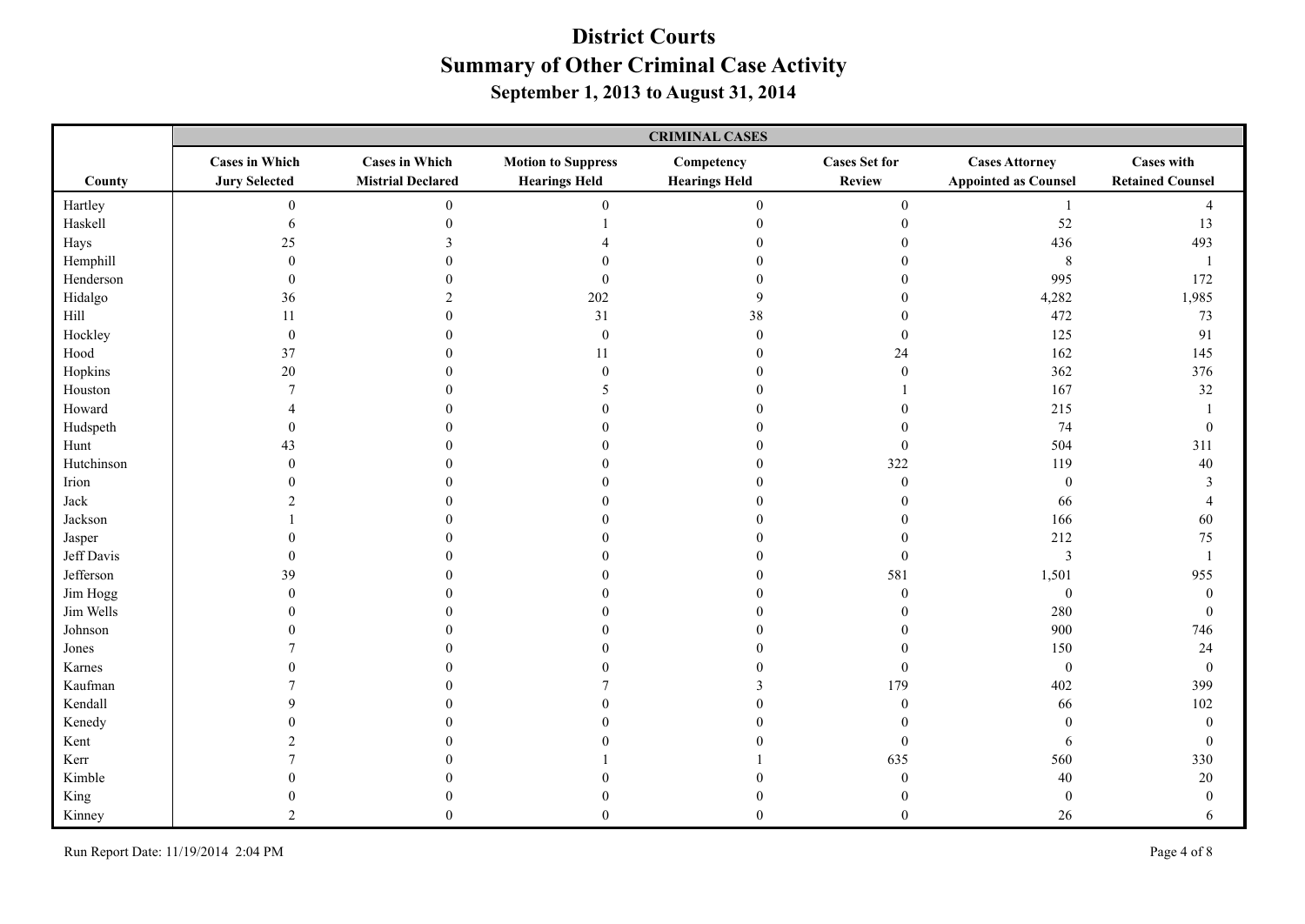# District Courts

## Summary of Other Criminal Case Activity

### September 1, 2013 to August 31, 2014

| | CRIMINAL CASES | | | | | | |
|---|---|---|---|---|---|---|---|
| County | Cases in Which Jury Selected | Cases in Which Mistrial Declared | Motion to Suppress Hearings Held | Competency Hearings Held | Cases Set for Review | Cases Attorney Appointed as Counsel | Cases with Retained Counsel |
| Hartley | 0 | 0 | 0 | 0 | 0 | 1 | 4 |
| Haskell | 6 | 0 | 1 | 0 | 0 | 52 | 13 |
| Hays | 25 | 3 | 4 | 0 | 0 | 436 | 493 |
| Hemphill | 0 | 0 | 0 | 0 | 0 | 8 | 1 |
| Henderson | 0 | 0 | 0 | 0 | 0 | 995 | 172 |
| Hidalgo | 36 | 2 | 202 | 9 | 0 | 4,282 | 1,985 |
| Hill | 11 | 0 | 31 | 38 | 0 | 472 | 73 |
| Hockley | 0 | 0 | 0 | 0 | 0 | 125 | 91 |
| Hood | 37 | 0 | 11 | 0 | 24 | 162 | 145 |
| Hopkins | 20 | 0 | 0 | 0 | 0 | 362 | 376 |
| Houston | 7 | 0 | 5 | 0 | 1 | 167 | 32 |
| Howard | 4 | 0 | 0 | 0 | 0 | 215 | 1 |
| Hudspeth | 0 | 0 | 0 | 0 | 0 | 74 | 0 |
| Hunt | 43 | 0 | 0 | 0 | 0 | 504 | 311 |
| Hutchinson | 0 | 0 | 0 | 0 | 322 | 119 | 40 |
| Irion | 0 | 0 | 0 | 0 | 0 | 0 | 3 |
| Jack | 2 | 0 | 0 | 0 | 0 | 66 | 4 |
| Jackson | 1 | 0 | 0 | 0 | 0 | 166 | 60 |
| Jasper | 0 | 0 | 0 | 0 | 0 | 212 | 75 |
| Jeff Davis | 0 | 0 | 0 | 0 | 0 | 3 | 1 |
| Jefferson | 39 | 0 | 0 | 0 | 581 | 1,501 | 955 |
| Jim Hogg | 0 | 0 | 0 | 0 | 0 | 0 | 0 |
| Jim Wells | 0 | 0 | 0 | 0 | 0 | 280 | 0 |
| Johnson | 0 | 0 | 0 | 0 | 0 | 900 | 746 |
| Jones | 7 | 0 | 0 | 0 | 0 | 150 | 24 |
| Karnes | 0 | 0 | 0 | 0 | 0 | 0 | 0 |
| Kaufman | 7 | 0 | 7 | 3 | 179 | 402 | 399 |
| Kendall | 9 | 0 | 0 | 0 | 0 | 66 | 102 |
| Kenedy | 0 | 0 | 0 | 0 | 0 | 0 | 0 |
| Kent | 2 | 0 | 0 | 0 | 0 | 6 | 0 |
| Kerr | 7 | 0 | 1 | 1 | 635 | 560 | 330 |
| Kimble | 0 | 0 | 0 | 0 | 0 | 40 | 20 |
| King | 0 | 0 | 0 | 0 | 0 | 0 | 0 |
| Kinney | 2 | 0 | 0 | 0 | 0 | 26 | 6 |

Run Report Date: 11/19/2014 2:04 PM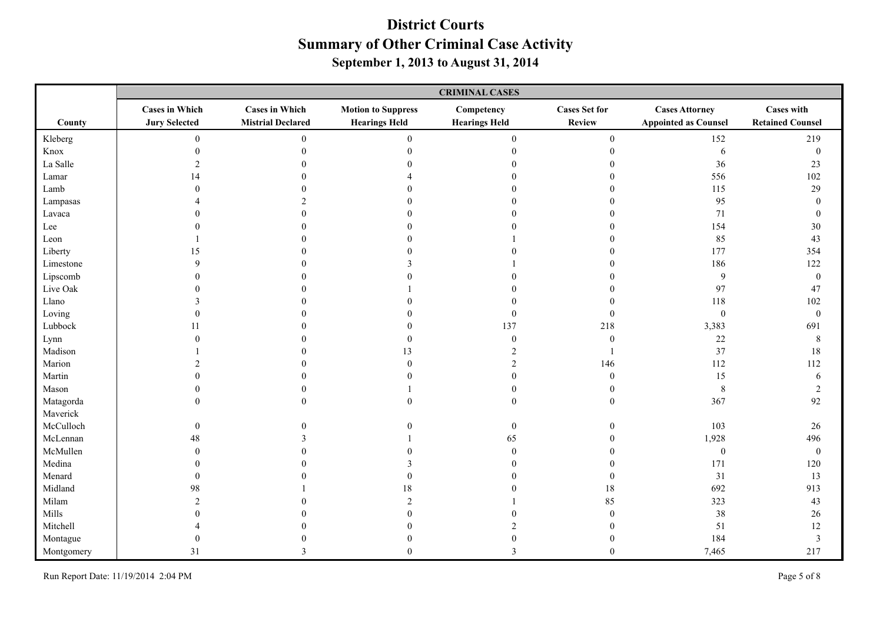# District Courts
## Summary of Other Criminal Case Activity
### September 1, 2013 to August 31, 2014

| | CRIMINAL CASES | | | | | | |
|---|---|---|---|---|---|---|---|
| County | Cases in Which Jury Selected | Cases in Which Mistrial Declared | Motion to Suppress Hearings Held | Competency Hearings Held | Cases Set for Review | Cases Attorney Appointed as Counsel | Cases with Retained Counsel |
| Kleberg | 0 | 0 | 0 | 0 | 0 | 152 | 219 |
| Knox | 0 | 0 | 0 | 0 | 0 | 6 | 0 |
| La Salle | 2 | 0 | 0 | 0 | 0 | 36 | 23 |
| Lamar | 14 | 0 | 4 | 0 | 0 | 556 | 102 |
| Lamb | 0 | 0 | 0 | 0 | 0 | 115 | 29 |
| Lampasas | 4 | 2 | 0 | 0 | 0 | 95 | 0 |
| Lavaca | 0 | 0 | 0 | 0 | 0 | 71 | 0 |
| Lee | 0 | 0 | 0 | 0 | 0 | 154 | 30 |
| Leon | 1 | 0 | 0 | 1 | 0 | 85 | 43 |
| Liberty | 15 | 0 | 0 | 0 | 0 | 177 | 354 |
| Limestone | 9 | 0 | 3 | 1 | 0 | 186 | 122 |
| Lipscomb | 0 | 0 | 0 | 0 | 0 | 9 | 0 |
| Live Oak | 0 | 0 | 1 | 0 | 0 | 97 | 47 |
| Llano | 3 | 0 | 0 | 0 | 0 | 118 | 102 |
| Loving | 0 | 0 | 0 | 0 | 0 | 0 | 0 |
| Lubbock | 11 | 0 | 0 | 137 | 218 | 3,383 | 691 |
| Lynn | 0 | 0 | 0 | 0 | 0 | 22 | 8 |
| Madison | 1 | 0 | 13 | 2 | 1 | 37 | 18 |
| Marion | 2 | 0 | 0 | 2 | 146 | 112 | 112 |
| Martin | 0 | 0 | 0 | 0 | 0 | 15 | 6 |
| Mason | 0 | 0 | 1 | 0 | 0 | 8 | 2 |
| Matagorda | 0 | 0 | 0 | 0 | 0 | 367 | 92 |
| Maverick | | | | | | | |
| McCulloch | 0 | 0 | 0 | 0 | 0 | 103 | 26 |
| McLennan | 48 | 3 | 1 | 65 | 0 | 1,928 | 496 |
| McMullen | 0 | 0 | 0 | 0 | 0 | 0 | 0 |
| Medina | 0 | 0 | 3 | 0 | 0 | 171 | 120 |
| Menard | 0 | 0 | 0 | 0 | 0 | 31 | 13 |
| Midland | 98 | 1 | 18 | 0 | 18 | 692 | 913 |
| Milam | 2 | 0 | 2 | 1 | 85 | 323 | 43 |
| Mills | 0 | 0 | 0 | 0 | 0 | 38 | 26 |
| Mitchell | 4 | 0 | 0 | 2 | 0 | 51 | 12 |
| Montague | 0 | 0 | 0 | 0 | 0 | 184 | 3 |
| Montgomery | 31 | 3 | 0 | 3 | 0 | 7,465 | 217 |

Run Report Date: 11/19/2014 2:04 PM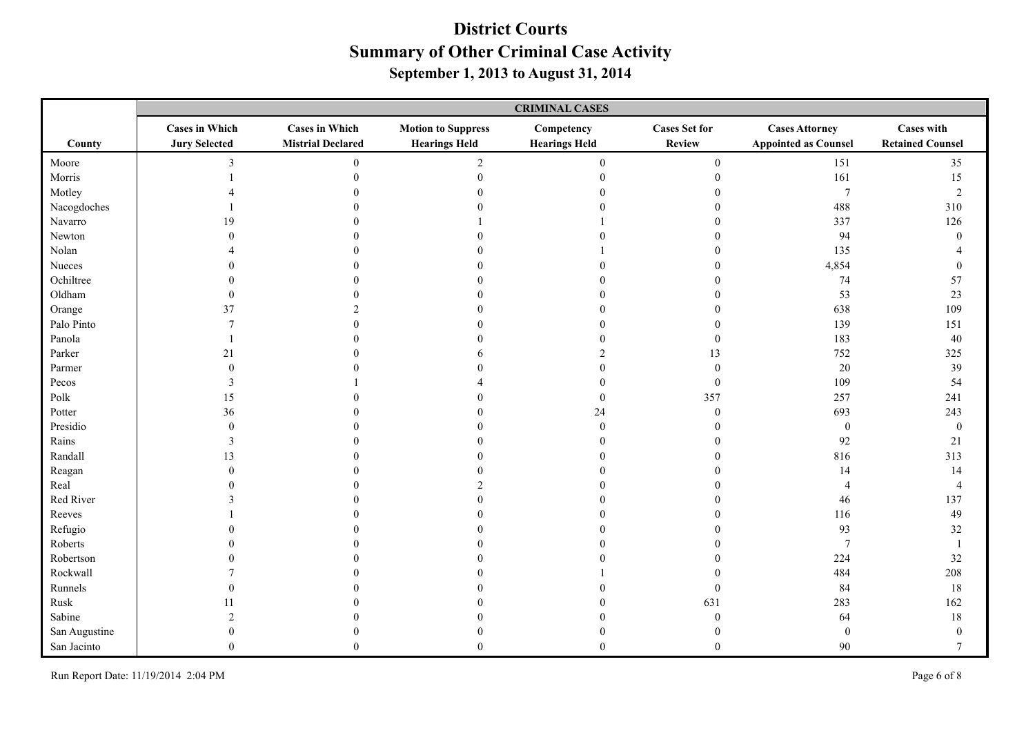# District Courts
## Summary of Other Criminal Case Activity
### September 1, 2013 to August 31, 2014

| | CRIMINAL CASES | | | | | | |
|---|---|---|---|---|---|---|---|
| County | Cases in Which Jury Selected | Cases in Which Mistrial Declared | Motion to Suppress Hearings Held | Competency Hearings Held | Cases Set for Review | Cases Attorney Appointed as Counsel | Cases with Retained Counsel |
| Moore | 3 | 0 | 2 | 0 | 0 | 151 | 35 |
| Morris | 1 | 0 | 0 | 0 | 0 | 161 | 15 |
| Motley | 4 | 0 | 0 | 0 | 0 | 7 | 2 |
| Nacogdoches | 1 | 0 | 0 | 0 | 0 | 488 | 310 |
| Navarro | 19 | 0 | 1 | 1 | 0 | 337 | 126 |
| Newton | 0 | 0 | 0 | 0 | 0 | 94 | 0 |
| Nolan | 4 | 0 | 0 | 1 | 0 | 135 | 4 |
| Nueces | 0 | 0 | 0 | 0 | 0 | 4,854 | 0 |
| Ochiltree | 0 | 0 | 0 | 0 | 0 | 74 | 57 |
| Oldham | 0 | 0 | 0 | 0 | 0 | 53 | 23 |
| Orange | 37 | 2 | 0 | 0 | 0 | 638 | 109 |
| Palo Pinto | 7 | 0 | 0 | 0 | 0 | 139 | 151 |
| Panola | 1 | 0 | 0 | 0 | 0 | 183 | 40 |
| Parker | 21 | 0 | 6 | 2 | 13 | 752 | 325 |
| Parmer | 0 | 0 | 0 | 0 | 0 | 20 | 39 |
| Pecos | 3 | 1 | 4 | 0 | 0 | 109 | 54 |
| Polk | 15 | 0 | 0 | 0 | 357 | 257 | 241 |
| Potter | 36 | 0 | 0 | 24 | 0 | 693 | 243 |
| Presidio | 0 | 0 | 0 | 0 | 0 | 0 | 0 |
| Rains | 3 | 0 | 0 | 0 | 0 | 92 | 21 |
| Randall | 13 | 0 | 0 | 0 | 0 | 816 | 313 |
| Reagan | 0 | 0 | 0 | 0 | 0 | 14 | 14 |
| Real | 0 | 0 | 2 | 0 | 0 | 4 | 4 |
| Red River | 3 | 0 | 0 | 0 | 0 | 46 | 137 |
| Reeves | 1 | 0 | 0 | 0 | 0 | 116 | 49 |
| Refugio | 0 | 0 | 0 | 0 | 0 | 93 | 32 |
| Roberts | 0 | 0 | 0 | 0 | 0 | 7 | 1 |
| Robertson | 0 | 0 | 0 | 0 | 0 | 224 | 32 |
| Rockwall | 7 | 0 | 0 | 1 | 0 | 484 | 208 |
| Runnels | 0 | 0 | 0 | 0 | 0 | 84 | 18 |
| Rusk | 11 | 0 | 0 | 0 | 631 | 283 | 162 |
| Sabine | 2 | 0 | 0 | 0 | 0 | 64 | 18 |
| San Augustine | 0 | 0 | 0 | 0 | 0 | 0 | 0 |
| San Jacinto | 0 | 0 | 0 | 0 | 0 | 90 | 7 |

Run Report Date: 11/19/2014 2:04 PM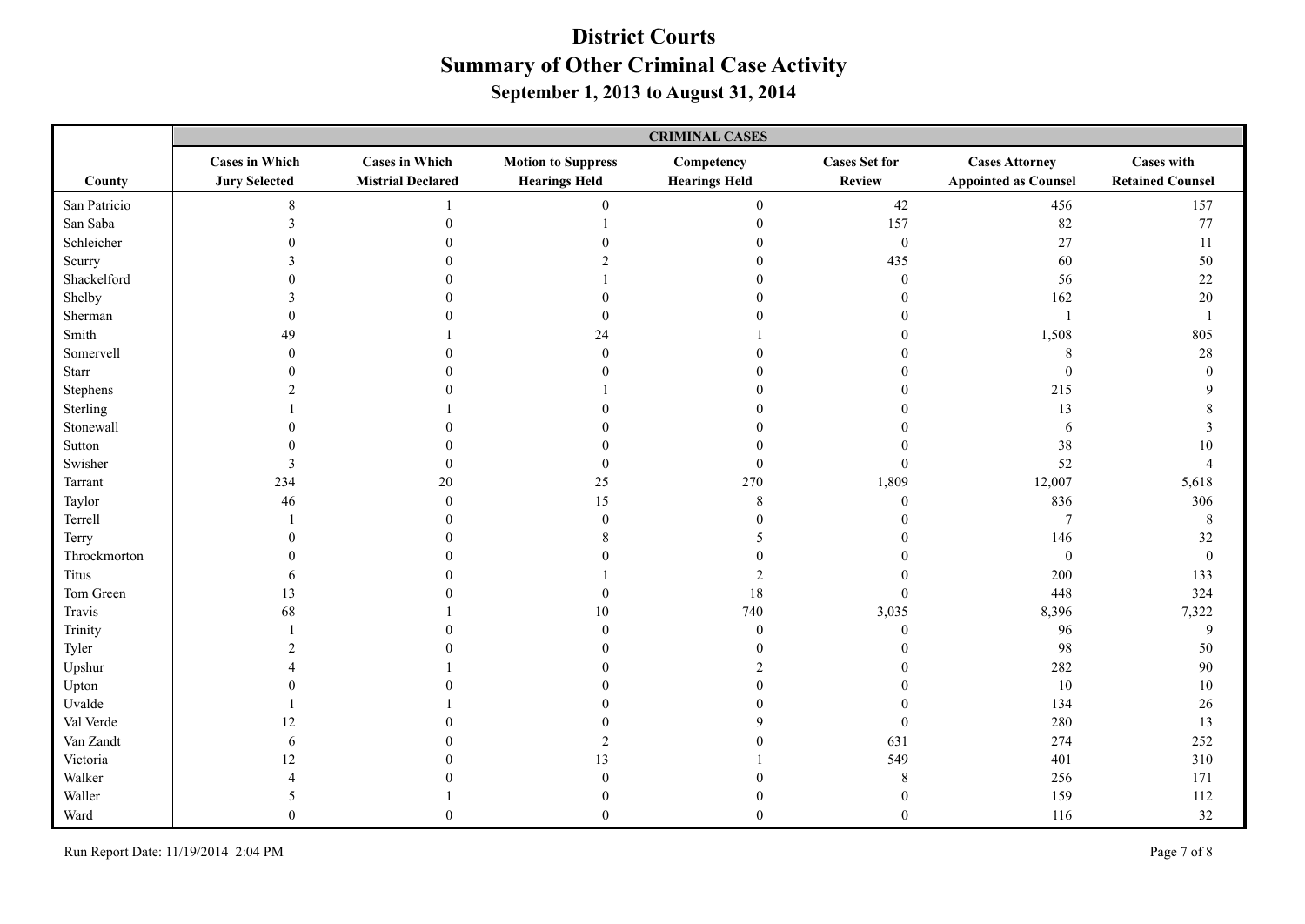# District Courts
## Summary of Other Criminal Case Activity
### September 1, 2013 to August 31, 2014

| County | CRIMINAL CASES | | | | | | |
|---|---|---|---|---|---|---|---|
| | Cases in Which Jury Selected | Cases in Which Mistrial Declared | Motion to Suppress Hearings Held | Competency Hearings Held | Cases Set for Review | Cases Attorney Appointed as Counsel | Cases with Retained Counsel |
| San Patricio | 8 | 1 | 0 | 0 | 42 | 456 | 157 |
| San Saba | 3 | 0 | 1 | 0 | 157 | 82 | 77 |
| Schleicher | 0 | 0 | 0 | 0 | 0 | 27 | 11 |
| Scurry | 3 | 0 | 2 | 0 | 435 | 60 | 50 |
| Shackelford | 0 | 0 | 1 | 0 | 0 | 56 | 22 |
| Shelby | 3 | 0 | 0 | 0 | 0 | 162 | 20 |
| Sherman | 0 | 0 | 0 | 0 | 0 | 1 | 1 |
| Smith | 49 | 1 | 24 | 1 | 0 | 1,508 | 805 |
| Somervell | 0 | 0 | 0 | 0 | 0 | 8 | 28 |
| Starr | 0 | 0 | 0 | 0 | 0 | 0 | 0 |
| Stephens | 2 | 0 | 1 | 0 | 0 | 215 | 9 |
| Sterling | 1 | 1 | 0 | 0 | 0 | 13 | 8 |
| Stonewall | 0 | 0 | 0 | 0 | 0 | 6 | 3 |
| Sutton | 0 | 0 | 0 | 0 | 0 | 38 | 10 |
| Swisher | 3 | 0 | 0 | 0 | 0 | 52 | 4 |
| Tarrant | 234 | 20 | 25 | 270 | 1,809 | 12,007 | 5,618 |
| Taylor | 46 | 0 | 15 | 8 | 0 | 836 | 306 |
| Terrell | 1 | 0 | 0 | 0 | 0 | 7 | 8 |
| Terry | 0 | 0 | 8 | 5 | 0 | 146 | 32 |
| Throckmorton | 0 | 0 | 0 | 0 | 0 | 0 | 0 |
| Titus | 6 | 0 | 1 | 2 | 0 | 200 | 133 |
| Tom Green | 13 | 0 | 0 | 18 | 0 | 448 | 324 |
| Travis | 68 | 1 | 10 | 740 | 3,035 | 8,396 | 7,322 |
| Trinity | 1 | 0 | 0 | 0 | 0 | 96 | 9 |
| Tyler | 2 | 0 | 0 | 0 | 0 | 98 | 50 |
| Upshur | 4 | 1 | 0 | 2 | 0 | 282 | 90 |
| Upton | 0 | 0 | 0 | 0 | 0 | 10 | 10 |
| Uvalde | 1 | 1 | 0 | 0 | 0 | 134 | 26 |
| Val Verde | 12 | 0 | 0 | 9 | 0 | 280 | 13 |
| Van Zandt | 6 | 0 | 2 | 0 | 631 | 274 | 252 |
| Victoria | 12 | 0 | 13 | 1 | 549 | 401 | 310 |
| Walker | 4 | 0 | 0 | 0 | 8 | 256 | 171 |
| Waller | 5 | 1 | 0 | 0 | 0 | 159 | 112 |
| Ward | 0 | 0 | 0 | 0 | 0 | 116 | 32 |

Run Report Date: 11/19/2014 2:04 PM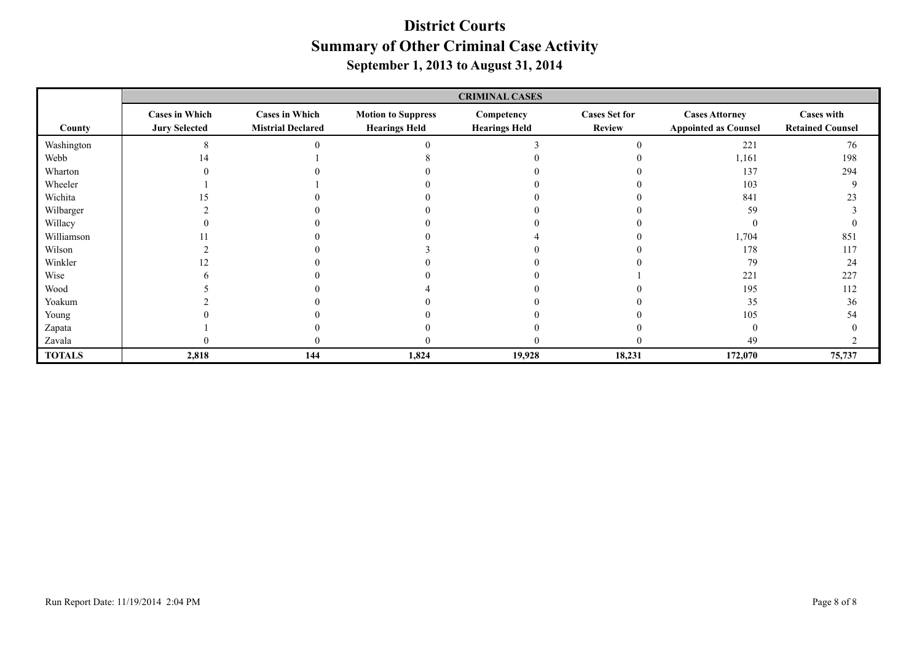# District Courts
## Summary of Other Criminal Case Activity
### September 1, 2013 to August 31, 2014

| | CRIMINAL CASES | | | | | | |
|---|---|---|---|---|---|---|---|
| County | Cases in Which Jury Selected | Cases in Which Mistrial Declared | Motion to Suppress Hearings Held | Competency Hearings Held | Cases Set for Review | Cases Attorney Appointed as Counsel | Cases with Retained Counsel |
| Washington | 8 | 0 | 0 | 3 | 0 | 221 | 76 |
| Webb | 14 | 1 | 8 | 0 | 0 | 1,161 | 198 |
| Wharton | 0 | 0 | 0 | 0 | 0 | 137 | 294 |
| Wheeler | 1 | 1 | 0 | 0 | 0 | 103 | 9 |
| Wichita | 15 | 0 | 0 | 0 | 0 | 841 | 23 |
| Wilbarger | 2 | 0 | 0 | 0 | 0 | 59 | 3 |
| Willacy | 0 | 0 | 0 | 0 | 0 | 0 | 0 |
| Williamson | 11 | 0 | 0 | 4 | 0 | 1,704 | 851 |
| Wilson | 2 | 0 | 3 | 0 | 0 | 178 | 117 |
| Winkler | 12 | 0 | 0 | 0 | 0 | 79 | 24 |
| Wise | 6 | 0 | 0 | 0 | 1 | 221 | 227 |
| Wood | 5 | 0 | 4 | 0 | 0 | 195 | 112 |
| Yoakum | 2 | 0 | 0 | 0 | 0 | 35 | 36 |
| Young | 0 | 0 | 0 | 0 | 0 | 105 | 54 |
| Zapata | 1 | 0 | 0 | 0 | 0 | 0 | 0 |
| Zavala | 0 | 0 | 0 | 0 | 0 | 49 | 2 |
| **TOTALS** | **2,818** | **144** | **1,824** | **19,928** | **18,231** | **172,070** | **75,737** |

Run Report Date: 11/19/2014 2:04 PM